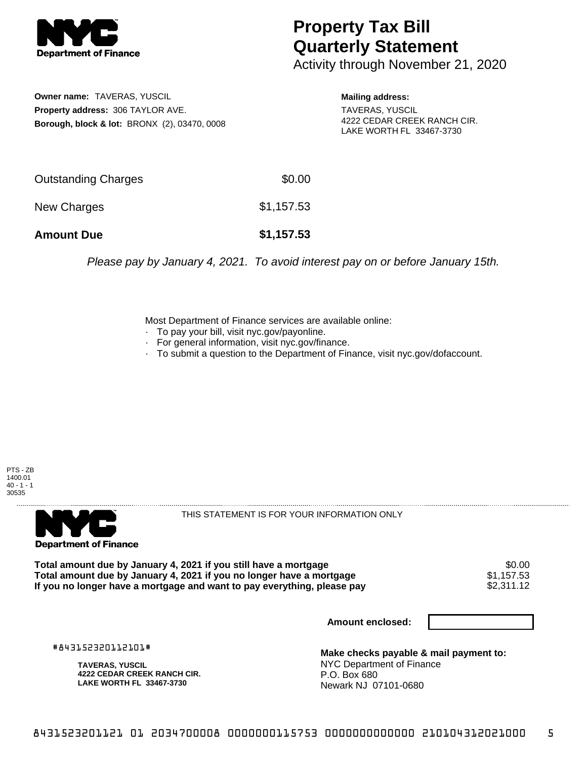NYC Department of Finance

# Property Tax Bill
# Quarterly Statement

Activity through November 21, 2020

**Owner name:** TAVERAS, YUSCIL
**Property address:** 306 TAYLOR AVE.
**Borough, block & lot:** BRONX (2), 03470, 0008

**Mailing address:**
TAVERAS, YUSCIL
4222 CEDAR CREEK RANCH CIR.
LAKE WORTH FL 33467-3730

| | |
|---|---|
| Outstanding Charges | $0.00 |
| New Charges | $1,157.53 |
| **Amount Due** | **$1,157.53** |

*Please pay by January 4, 2021. To avoid interest pay on or before January 15th.*

Most Department of Finance services are available online:
- To pay your bill, visit nyc.gov/payonline.
- For general information, visit nyc.gov/finance.
- To submit a question to the Department of Finance, visit nyc.gov/dofaccount.

PTS - ZB
1400.01
40 - 1 - 1
30535

NYC Department of Finance

THIS STATEMENT IS FOR YOUR INFORMATION ONLY

| | |
|---|---|
| **Total amount due by January 4, 2021 if you still have a mortgage** | $0.00 |
| **Total amount due by January 4, 2021 if you no longer have a mortgage** | $1,157.53 |
| **If you no longer have a mortgage and want to pay everything, please pay** | $2,311.12 |

**Amount enclosed:**

#843152320112101#

**TAVERAS, YUSCIL**
**4222 CEDAR CREEK RANCH CIR.**
**LAKE WORTH FL 33467-3730**

**Make checks payable & mail payment to:**
NYC Department of Finance
P.O. Box 680
Newark NJ 07101-0680

8431523201121 01 2034700008 0000000115753 0000000000000 210104312021000 5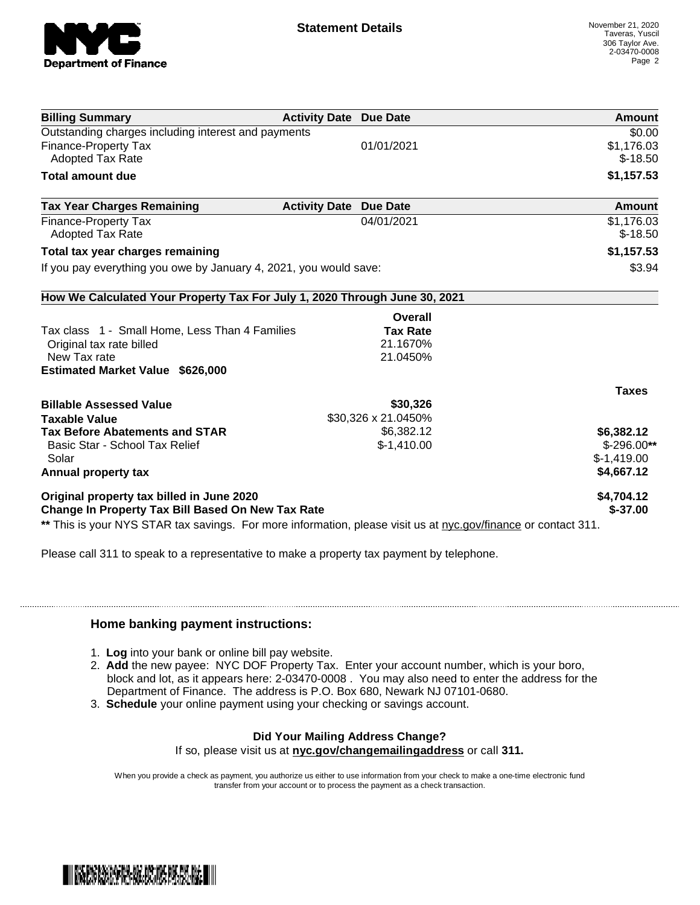**Statement Details**

November 21, 2020
Taveras, Yuscil
306 Taylor Ave.
2-03470-0008

| Billing Summary | Activity Date | Due Date | Amount |
|---|---|---|---|
| Outstanding charges including interest and payments | | | $0.00 |
| Finance-Property Tax | | 01/01/2021 | $1,176.03 |
| Adopted Tax Rate | | | $-18.50 |
| **Total amount due** | | | **$1,157.53** |

| Tax Year Charges Remaining | Activity Date | Due Date | Amount |
|---|---|---|---|
| Finance-Property Tax | | 04/01/2021 | $1,176.03 |
| Adopted Tax Rate | | | $-18.50 |
| **Total tax year charges remaining** | | | **$1,157.53** |
| If you pay everything you owe by January 4, 2021, you would save: | | | $3.94 |

**How We Calculated Your Property Tax For July 1, 2020 Through June 30, 2021**

| | Overall Tax Rate | Taxes |
|---|---|---|
| Tax class 1 - Small Home, Less Than 4 Families | | |
| Original tax rate billed | 21.1670% | |
| New Tax rate | 21.0450% | |
| **Estimated Market Value $626,000** | | |
| **Billable Assessed Value** | **$30,326** | |
| **Taxable Value** | $30,326 x 21.0450% | |
| **Tax Before Abatements and STAR** | $6,382.12 | **$6,382.12** |
| Basic Star - School Tax Relief | $-1,410.00 | $-296.00** |
| Solar | | $-1,419.00 |
| **Annual property tax** | | **$4,667.12** |
| **Original property tax billed in June 2020** | | **$4,704.12** |
| **Change In Property Tax Bill Based On New Tax Rate** | | **$-37.00** |

** This is your NYS STAR tax savings. For more information, please visit us at nyc.gov/finance or contact 311.

Please call 311 to speak to a representative to make a property tax payment by telephone.

### Home banking payment instructions:

1. **Log** into your bank or online bill pay website.
2. **Add** the new payee: NYC DOF Property Tax. Enter your account number, which is your boro, block and lot, as it appears here: 2-03470-0008 . You may also need to enter the address for the Department of Finance. The address is P.O. Box 680, Newark NJ 07101-0680.
3. **Schedule** your online payment using your checking or savings account.

**Did Your Mailing Address Change?**
If so, please visit us at **nyc.gov/changemailingaddress** or call **311.**

When you provide a check as payment, you authorize us either to use information from your check to make a one-time electronic fund transfer from your account or to process the payment as a check transaction.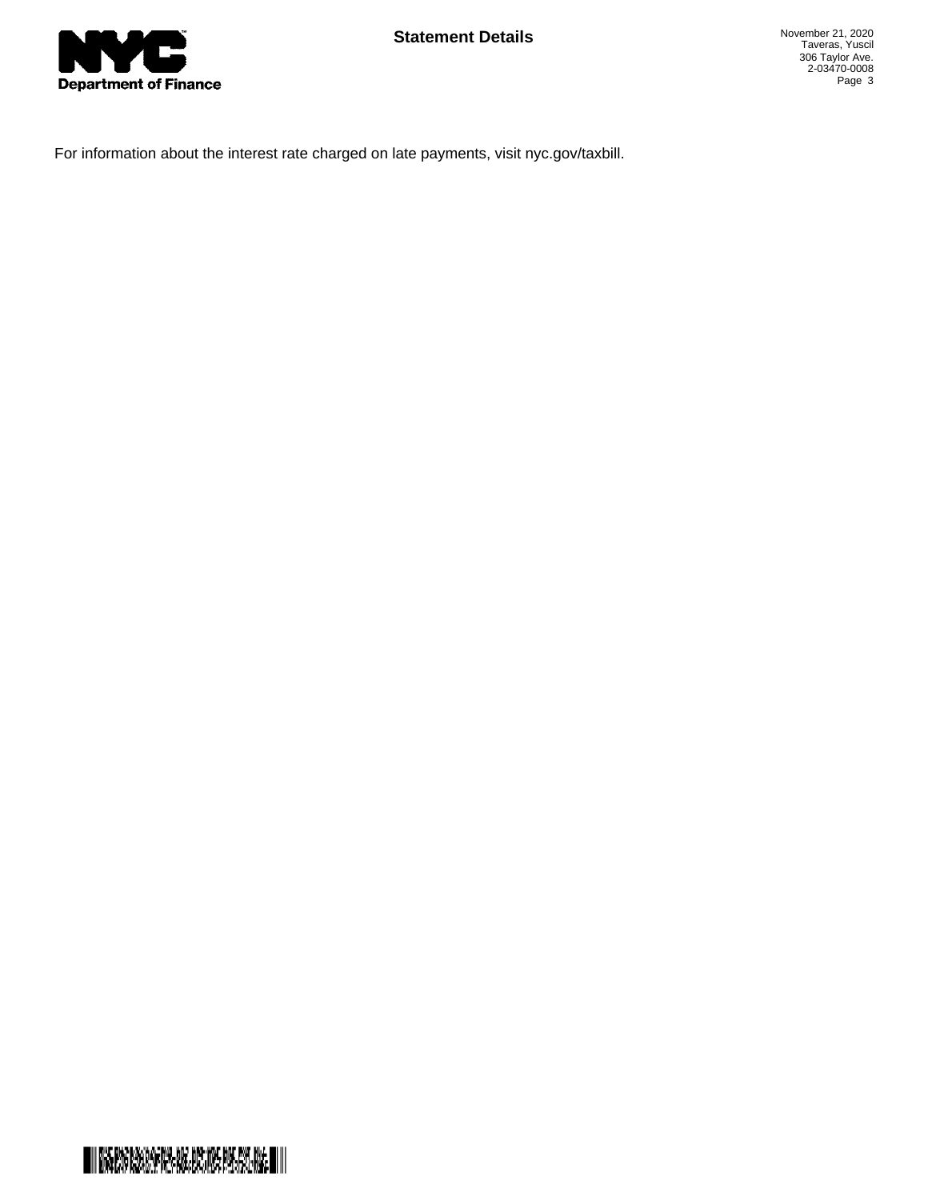# Statement Details

November 21, 2020
Taveras, Yuscil
306 Taylor Ave.
2-03470-0008

For information about the interest rate charged on late payments, visit nyc.gov/taxbill.